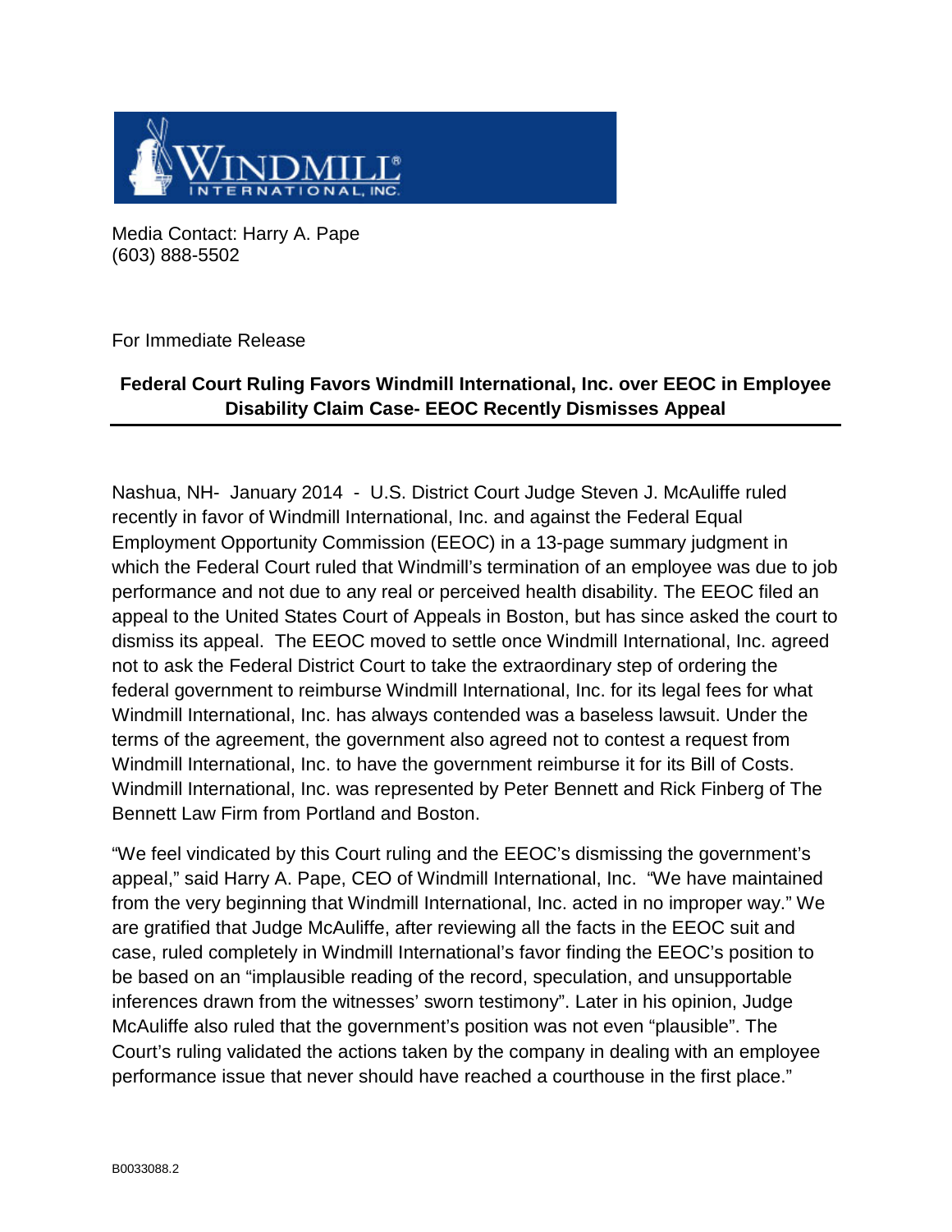Media Contact: Harry A. Pape
(603) 888-5502

For Immediate Release

## Federal Court Ruling Favors Windmill International, Inc. over EEOC in Employee Disability Claim Case- EEOC Recently Dismisses Appeal

Nashua, NH- January 2014 - U.S. District Court Judge Steven J. McAuliffe ruled recently in favor of Windmill International, Inc. and against the Federal Equal Employment Opportunity Commission (EEOC) in a 13-page summary judgment in which the Federal Court ruled that Windmill's termination of an employee was due to job performance and not due to any real or perceived health disability. The EEOC filed an appeal to the United States Court of Appeals in Boston, but has since asked the court to dismiss its appeal. The EEOC moved to settle once Windmill International, Inc. agreed not to ask the Federal District Court to take the extraordinary step of ordering the federal government to reimburse Windmill International, Inc. for its legal fees for what Windmill International, Inc. has always contended was a baseless lawsuit. Under the terms of the agreement, the government also agreed not to contest a request from Windmill International, Inc. to have the government reimburse it for its Bill of Costs. Windmill International, Inc. was represented by Peter Bennett and Rick Finberg of The Bennett Law Firm from Portland and Boston.

"We feel vindicated by this Court ruling and the EEOC's dismissing the government's appeal," said Harry A. Pape, CEO of Windmill International, Inc. "We have maintained from the very beginning that Windmill International, Inc. acted in no improper way." We are gratified that Judge McAuliffe, after reviewing all the facts in the EEOC suit and case, ruled completely in Windmill International's favor finding the EEOC's position to be based on an "implausible reading of the record, speculation, and unsupportable inferences drawn from the witnesses' sworn testimony". Later in his opinion, Judge McAuliffe also ruled that the government's position was not even "plausible". The Court's ruling validated the actions taken by the company in dealing with an employee performance issue that never should have reached a courthouse in the first place."

B0033088.2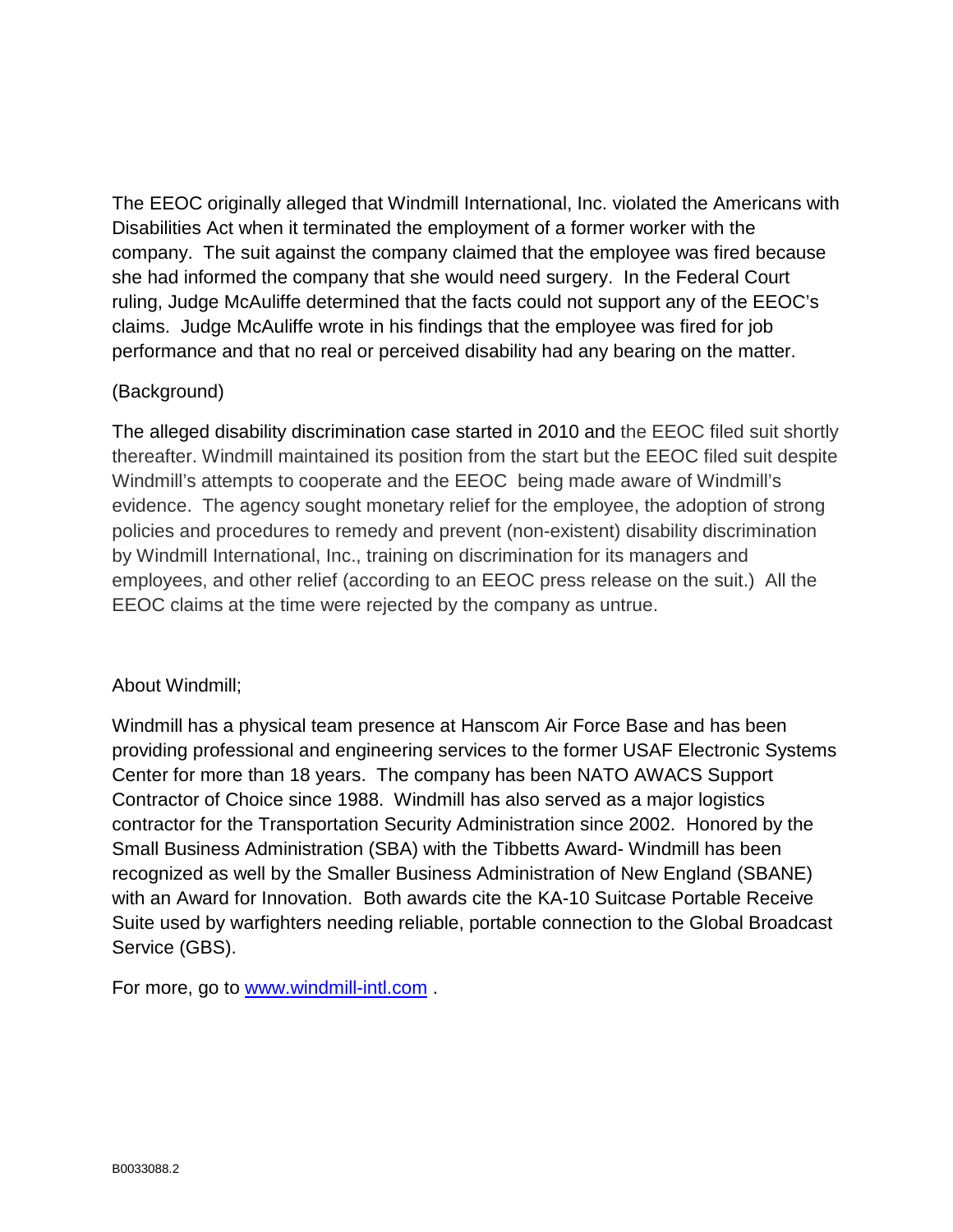The EEOC originally alleged that Windmill International, Inc. violated the Americans with Disabilities Act when it terminated the employment of a former worker with the company. The suit against the company claimed that the employee was fired because she had informed the company that she would need surgery. In the Federal Court ruling, Judge McAuliffe determined that the facts could not support any of the EEOC's claims. Judge McAuliffe wrote in his findings that the employee was fired for job performance and that no real or perceived disability had any bearing on the matter.

(Background)

The alleged disability discrimination case started in 2010 and the EEOC filed suit shortly thereafter. Windmill maintained its position from the start but the EEOC filed suit despite Windmill's attempts to cooperate and the EEOC being made aware of Windmill's evidence. The agency sought monetary relief for the employee, the adoption of strong policies and procedures to remedy and prevent (non-existent) disability discrimination by Windmill International, Inc., training on discrimination for its managers and employees, and other relief (according to an EEOC press release on the suit.) All the EEOC claims at the time were rejected by the company as untrue.

About Windmill;

Windmill has a physical team presence at Hanscom Air Force Base and has been providing professional and engineering services to the former USAF Electronic Systems Center for more than 18 years. The company has been NATO AWACS Support Contractor of Choice since 1988. Windmill has also served as a major logistics contractor for the Transportation Security Administration since 2002. Honored by the Small Business Administration (SBA) with the Tibbetts Award- Windmill has been recognized as well by the Smaller Business Administration of New England (SBANE) with an Award for Innovation. Both awards cite the KA-10 Suitcase Portable Receive Suite used by warfighters needing reliable, portable connection to the Global Broadcast Service (GBS).

For more, go to [www.windmill-intl.com](http://www.windmill-intl.com) .

B0033088.2